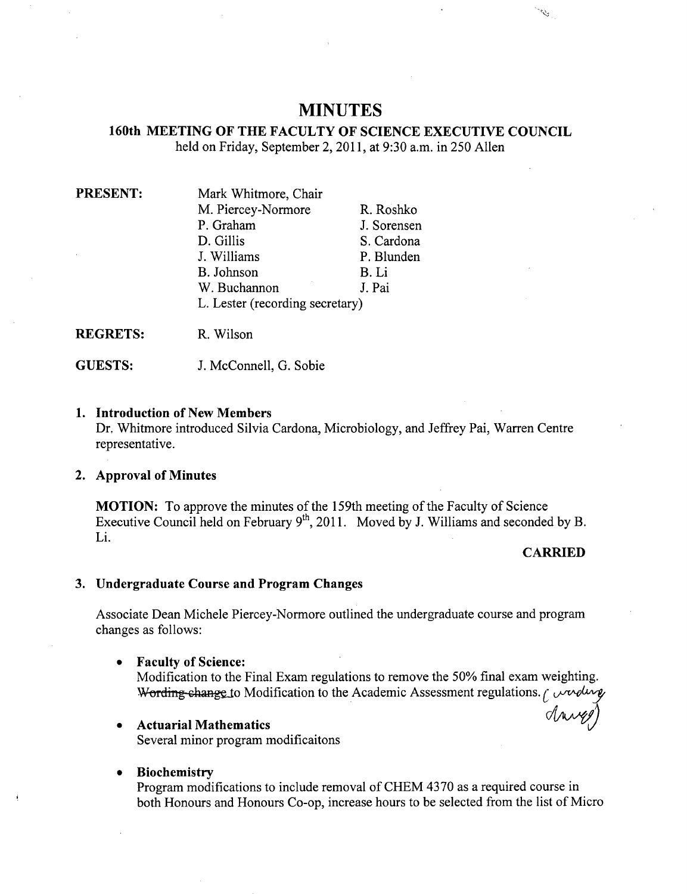# MINUTES

## 160th MEETING OF THE FACULTY OF SCIENCE EXECUTIVE COUNCIL

held on Friday, September 2, 2011, at 9:30 a.m. in 250 Allen

**PRESENT:**

Mark Whitmore, Chair

| | |
|---|---|
| M. Piercey-Normore | R. Roshko |
| P. Graham | J. Sorensen |
| D. Gillis | S. Cardona |
| J. Williams | P. Blunden |
| B. Johnson | B. Li |
| W. Buchannon | J. Pai |

L. Lester (recording secretary)

**REGRETS:** R. Wilson

**GUESTS:** J. McConnell, G. Sobie

### 1. Introduction of New Members

Dr. Whitmore introduced Silvia Cardona, Microbiology, and Jeffrey Pai, Warren Centre representative.

### 2. Approval of Minutes

**MOTION:** To approve the minutes of the 159th meeting of the Faculty of Science Executive Council held on February 9th, 2011. Moved by J. Williams and seconded by B. Li.

**CARRIED**

### 3. Undergraduate Course and Program Changes

Associate Dean Michele Piercey-Normore outlined the undergraduate course and program changes as follows:

- **Faculty of Science:**
  Modification to the Final Exam regulations to remove the 50% final exam weighting. ~~Wording change~~ to Modification to the Academic Assessment regulations. (wording change)

- **Actuarial Mathematics**
  Several minor program modificaitons

- **Biochemistry**
  Program modifications to include removal of CHEM 4370 as a required course in both Honours and Honours Co-op, increase hours to be selected from the list of Micro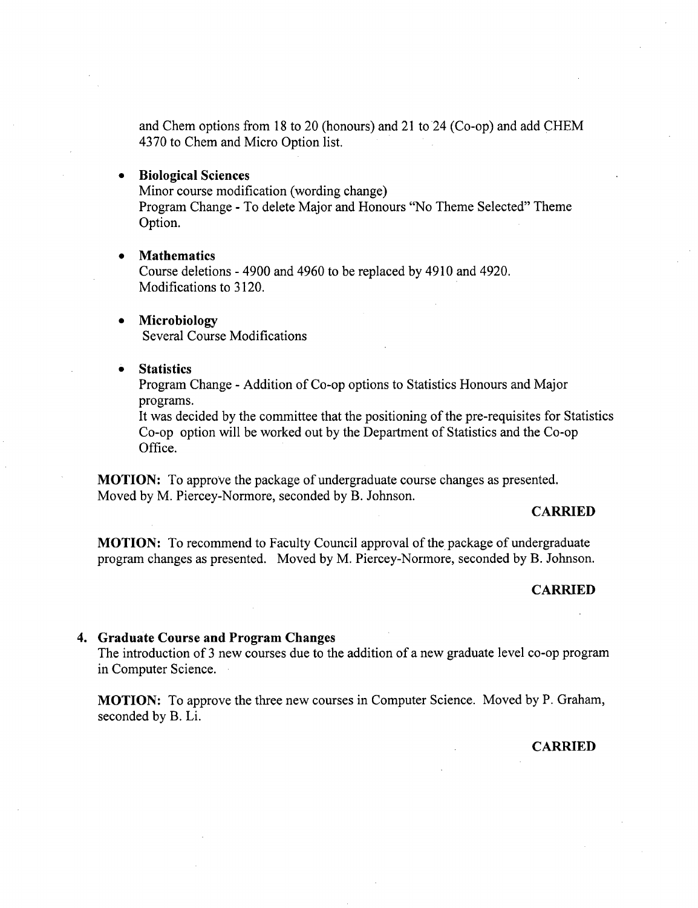and Chem options from 18 to 20 (honours) and 21 to 24 (Co-op) and add CHEM 4370 to Chem and Micro Option list.

- **Biological Sciences**
  Minor course modification (wording change)
  Program Change - To delete Major and Honours "No Theme Selected" Theme Option.

- **Mathematics**
  Course deletions - 4900 and 4960 to be replaced by 4910 and 4920.
  Modifications to 3120.

- **Microbiology**
  Several Course Modifications

- **Statistics**
  Program Change - Addition of Co-op options to Statistics Honours and Major programs.
  It was decided by the committee that the positioning of the pre-requisites for Statistics Co-op option will be worked out by the Department of Statistics and the Co-op Office.

**MOTION:** To approve the package of undergraduate course changes as presented. Moved by M. Piercey-Normore, seconded by B. Johnson.

**CARRIED**

**MOTION:** To recommend to Faculty Council approval of the package of undergraduate program changes as presented. Moved by M. Piercey-Normore, seconded by B. Johnson.

**CARRIED**

**4. Graduate Course and Program Changes**

The introduction of 3 new courses due to the addition of a new graduate level co-op program in Computer Science.

**MOTION:** To approve the three new courses in Computer Science. Moved by P. Graham, seconded by B. Li.

**CARRIED**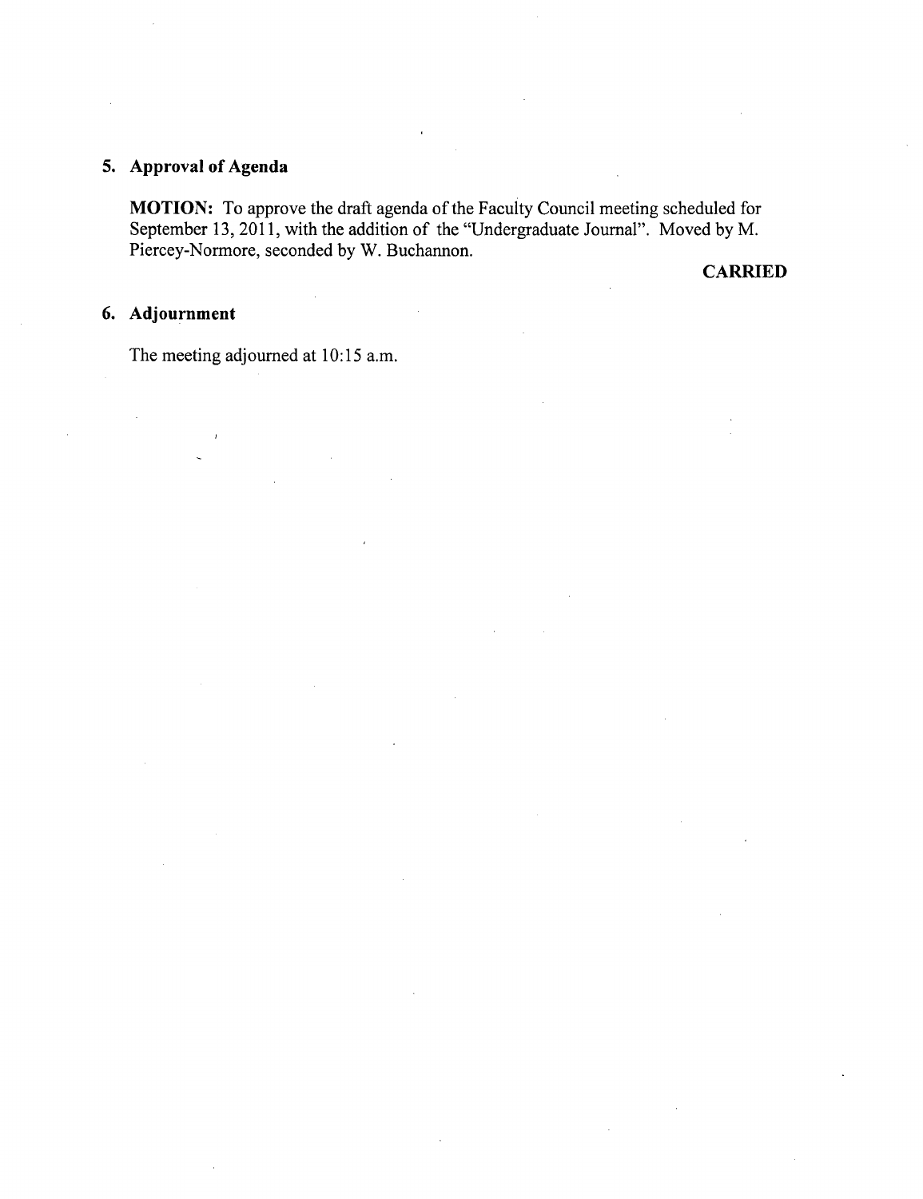## 5. Approval of Agenda

**MOTION:** To approve the draft agenda of the Faculty Council meeting scheduled for September 13, 2011, with the addition of the "Undergraduate Journal". Moved by M. Piercey-Normore, seconded by W. Buchannon.

**CARRIED**

## 6. Adjournment

The meeting adjourned at 10:15 a.m.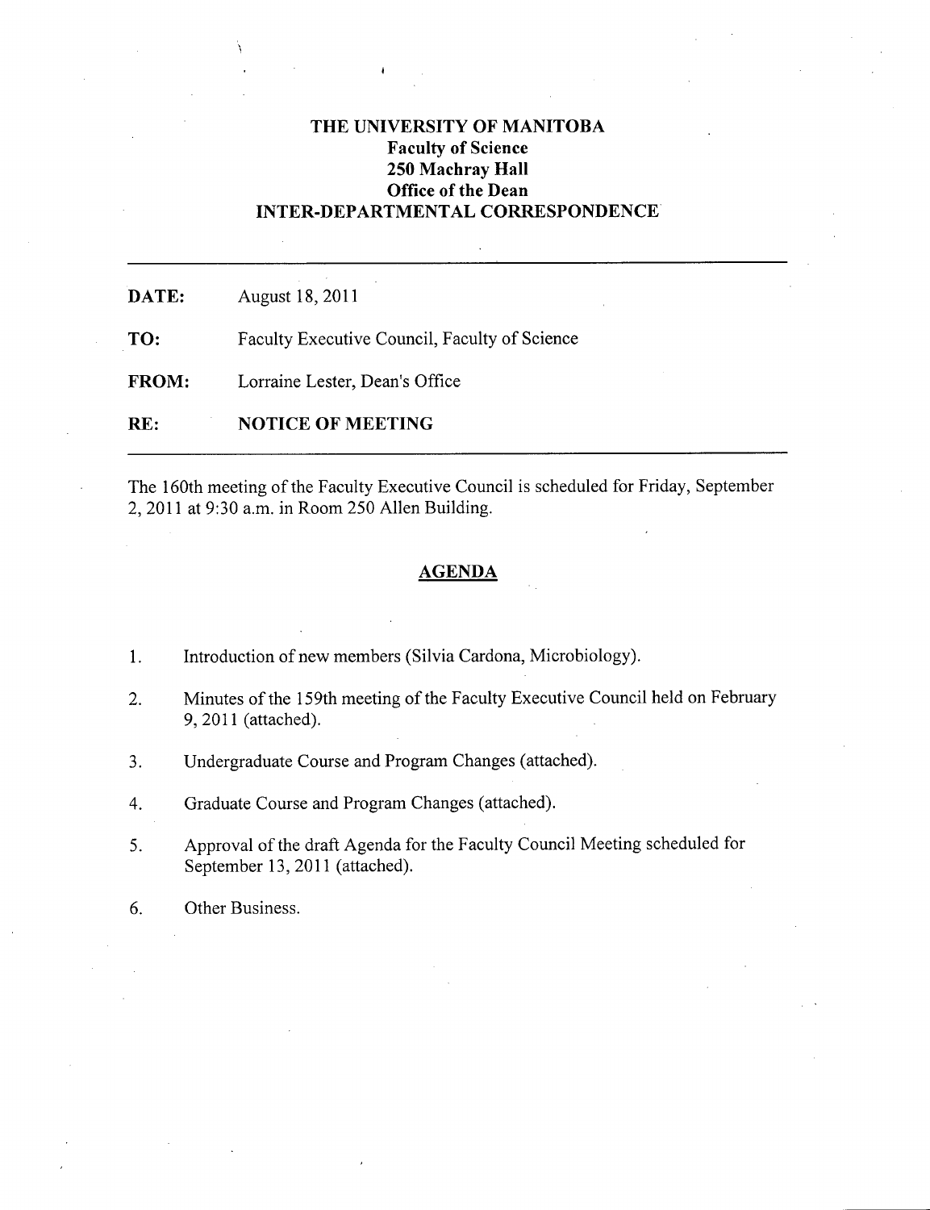**THE UNIVERSITY OF MANITOBA**
**Faculty of Science**
**250 Machray Hall**
**Office of the Dean**
**INTER-DEPARTMENTAL CORRESPONDENCE**

---

**DATE:** August 18, 2011

**TO:** Faculty Executive Council, Faculty of Science

**FROM:** Lorraine Lester, Dean's Office

**RE:** **NOTICE OF MEETING**

---

The 160th meeting of the Faculty Executive Council is scheduled for Friday, September 2, 2011 at 9:30 a.m. in Room 250 Allen Building.

## AGENDA

1. Introduction of new members (Silvia Cardona, Microbiology).
2. Minutes of the 159th meeting of the Faculty Executive Council held on February 9, 2011 (attached).
3. Undergraduate Course and Program Changes (attached).
4. Graduate Course and Program Changes (attached).
5. Approval of the draft Agenda for the Faculty Council Meeting scheduled for September 13, 2011 (attached).
6. Other Business.